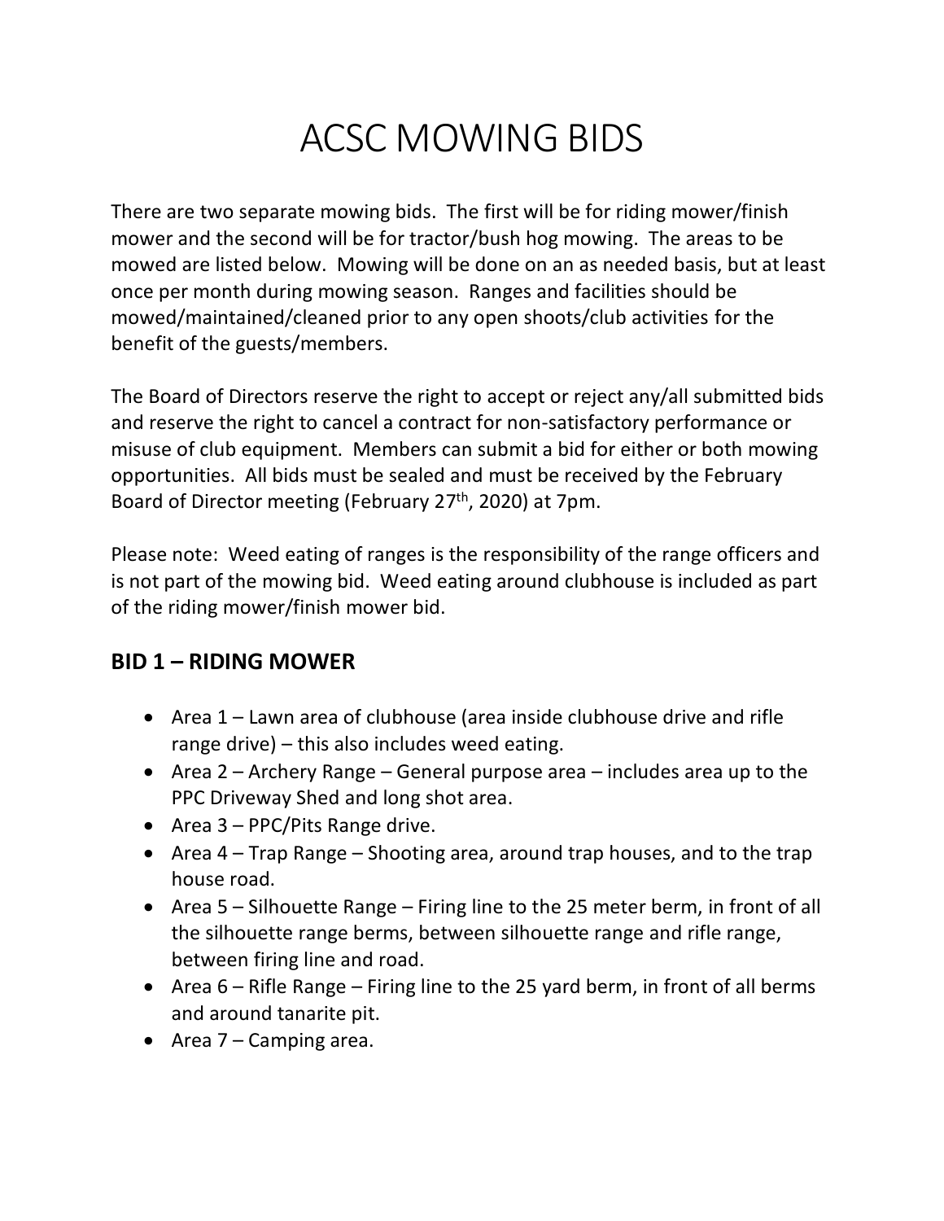# ACSC MOWING BIDS

There are two separate mowing bids. The first will be for riding mower/finish mower and the second will be for tractor/bush hog mowing. The areas to be mowed are listed below. Mowing will be done on an as needed basis, but at least once per month during mowing season. Ranges and facilities should be mowed/maintained/cleaned prior to any open shoots/club activities for the benefit of the guests/members.

The Board of Directors reserve the right to accept or reject any/all submitted bids and reserve the right to cancel a contract for non-satisfactory performance or misuse of club equipment. Members can submit a bid for either or both mowing opportunities. All bids must be sealed and must be received by the February Board of Director meeting (February 27th, 2020) at 7pm.

Please note: Weed eating of ranges is the responsibility of the range officers and is not part of the mowing bid. Weed eating around clubhouse is included as part of the riding mower/finish mower bid.

## BID 1 – RIDING MOWER

- Area 1 – Lawn area of clubhouse (area inside clubhouse drive and rifle range drive) – this also includes weed eating.
- Area 2 – Archery Range – General purpose area – includes area up to the PPC Driveway Shed and long shot area.
- Area 3 – PPC/Pits Range drive.
- Area 4 – Trap Range – Shooting area, around trap houses, and to the trap house road.
- Area 5 – Silhouette Range – Firing line to the 25 meter berm, in front of all the silhouette range berms, between silhouette range and rifle range, between firing line and road.
- Area 6 – Rifle Range – Firing line to the 25 yard berm, in front of all berms and around tanarite pit.
- Area 7 – Camping area.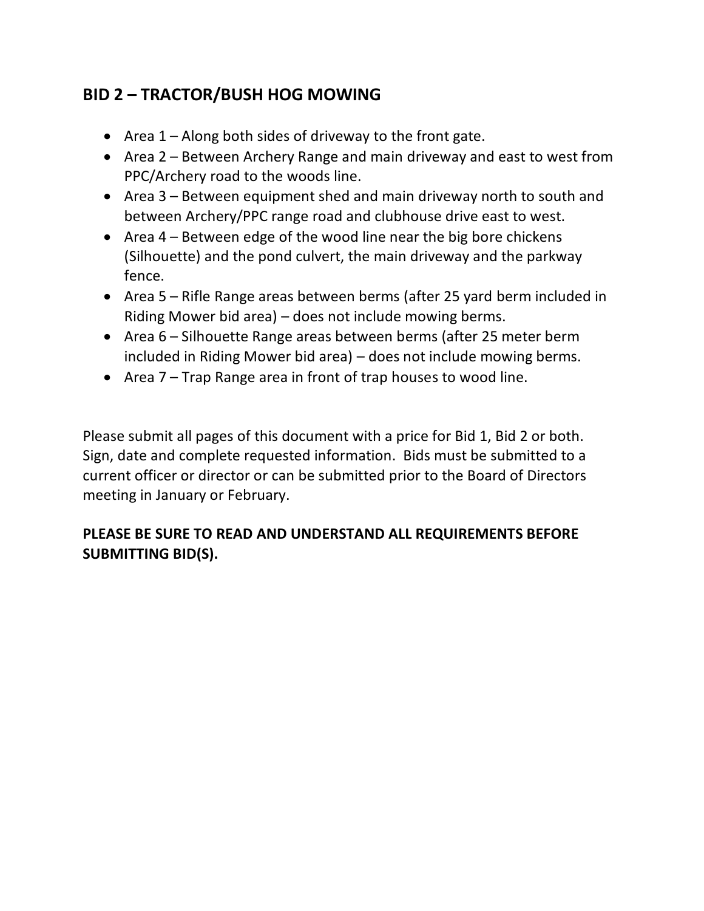## BID 2 – TRACTOR/BUSH HOG MOWING

- Area 1 – Along both sides of driveway to the front gate.
- Area 2 – Between Archery Range and main driveway and east to west from PPC/Archery road to the woods line.
- Area 3 – Between equipment shed and main driveway north to south and between Archery/PPC range road and clubhouse drive east to west.
- Area 4 – Between edge of the wood line near the big bore chickens (Silhouette) and the pond culvert, the main driveway and the parkway fence.
- Area 5 – Rifle Range areas between berms (after 25 yard berm included in Riding Mower bid area) – does not include mowing berms.
- Area 6 – Silhouette Range areas between berms (after 25 meter berm included in Riding Mower bid area) – does not include mowing berms.
- Area 7 – Trap Range area in front of trap houses to wood line.

Please submit all pages of this document with a price for Bid 1, Bid 2 or both. Sign, date and complete requested information. Bids must be submitted to a current officer or director or can be submitted prior to the Board of Directors meeting in January or February.

**PLEASE BE SURE TO READ AND UNDERSTAND ALL REQUIREMENTS BEFORE SUBMITTING BID(S).**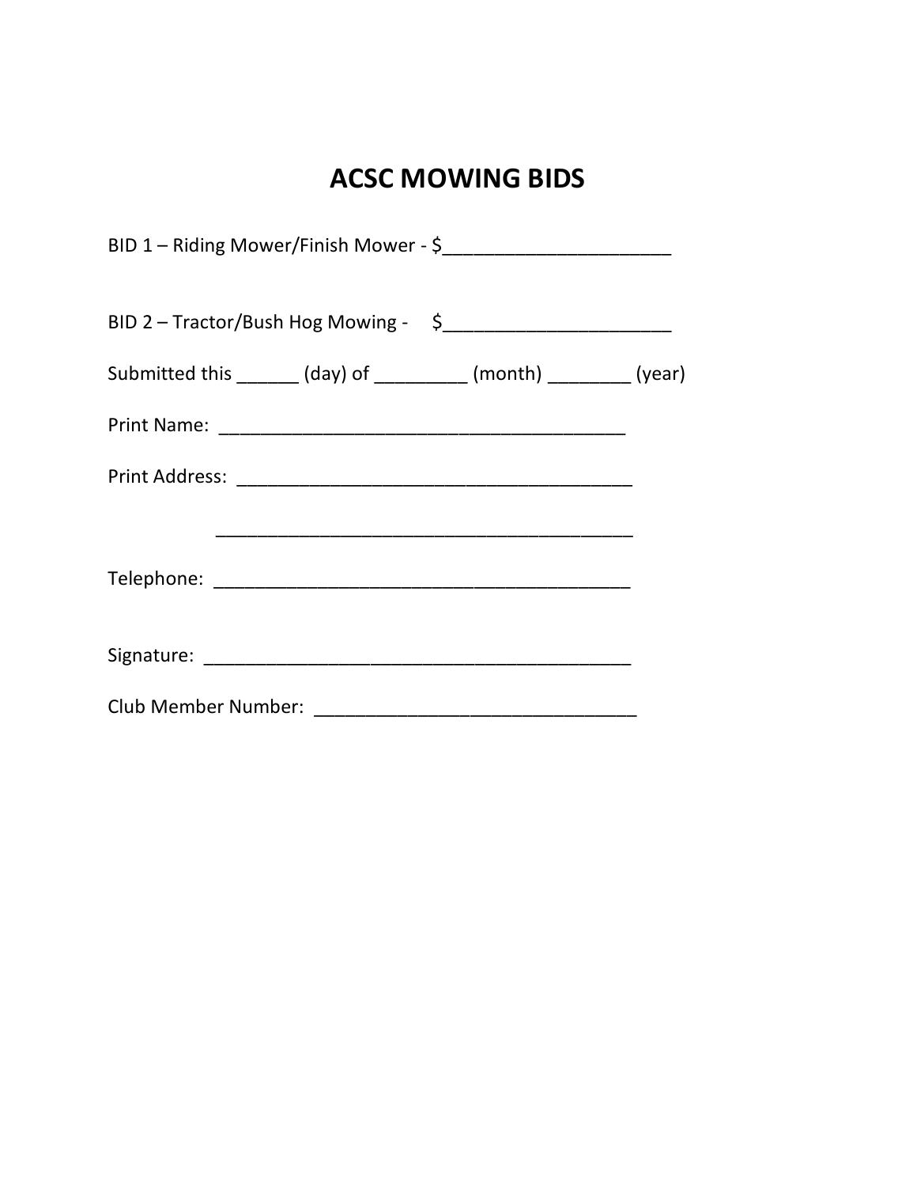# ACSC MOWING BIDS

BID 1 – Riding Mower/Finish Mower - $______________________

BID 2 – Tractor/Bush Hog Mowing - $______________________

Submitted this ______ (day) of _________ (month) ________ (year)

Print Name: ________________________________________

Print Address: ________________________________________

________________________________________

Telephone: _________________________________________

Signature: __________________________________________

Club Member Number: ________________________________